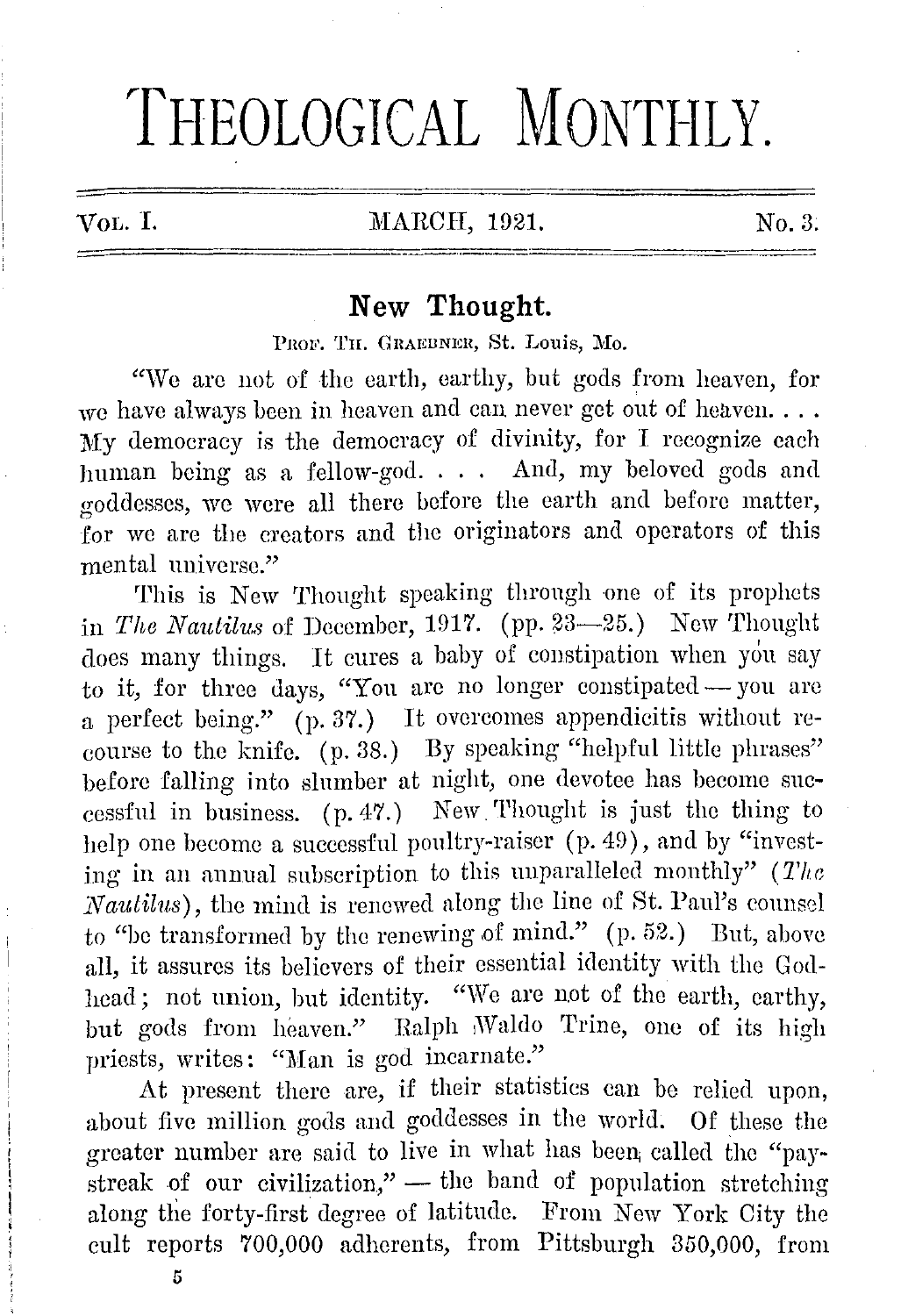# THEOLOGICAL MONTHLY.

VOL. I. MARCH, 1921. No. 3.

## New Thought.

PROF. TH. GRAEBNER, St. Louis, Mo.

"We are not of the earth, earthy, but gods from heaven, for we have always been in heaven and can never get out of heaven. . . . My democracy is the democracy of divinity, for I recognize each human being as a fellow-god. . . . And, my beloved gods and goddesses, we were all there before the earth and before matter, for we are the creators and the originators and operators of this mental universe."

This is New Thought speaking through one of its prophets in *The Nautilus* of December, 1917. (pp. 23—25.) New Thought does many things. It cures a baby of constipation when you say to it, for three days, "You are no longer constipated — you are a perfect being." (p. 37.) It overcomes appendicitis without recourse to the knife. (p. 38.) By speaking "helpful little phrases" before falling into slumber at night, one devotee has become successful in business. (p. 47.) New Thought is just the thing to help one become a successful poultry-raiser (p. 49), and by "investing in an annual subscription to this unparalleled monthly" (*The Nautilus*), the mind is renewed along the line of St. Paul's counsel to "be transformed by the renewing of mind." (p. 52.) But, above all, it assures its believers of their essential identity with the Godhead; not union, but identity. "We are not of the earth, earthy, but gods from heaven." Ralph Waldo Trine, one of its high priests, writes: "Man is god incarnate."

At present there are, if their statistics can be relied upon, about five million gods and goddesses in the world. Of these the greater number are said to live in what has been called the "pay-streak of our civilization," — the band of population stretching along the forty-first degree of latitude. From New York City the cult reports 700,000 adherents, from Pittsburgh 350,000, from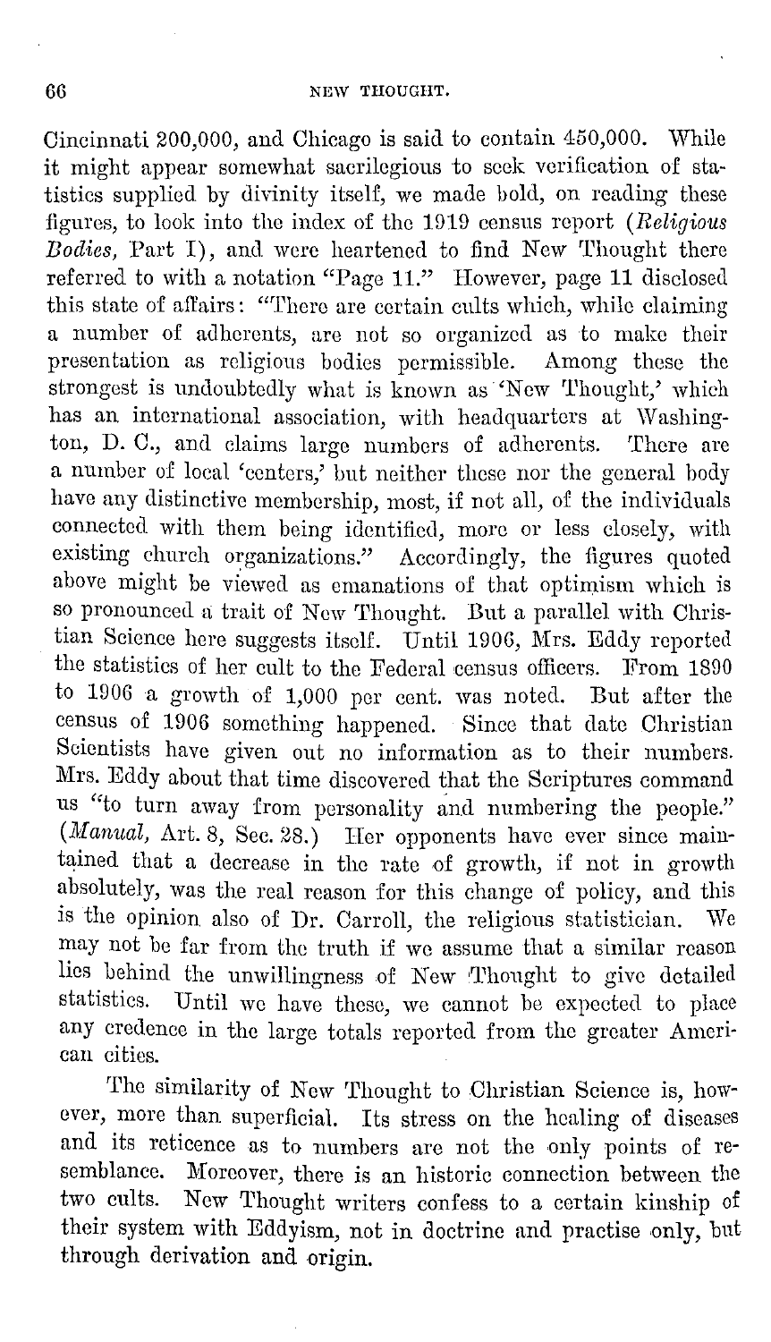Cincinnati 200,000, and Chicago is said to contain 450,000. While it might appear somewhat sacrilegious to seek verification of statistics supplied by divinity itself, we made bold, on reading these figures, to look into the index of the 1919 census report (*Religious Bodies*, Part I), and were heartened to find New Thought there referred to with a notation "Page 11." However, page 11 disclosed this state of affairs: "There are certain cults which, while claiming a number of adherents, are not so organized as to make their presentation as religious bodies permissible. Among these the strongest is undoubtedly what is known as 'New Thought,' which has an international association, with headquarters at Washington, D. C., and claims large numbers of adherents. There are a number of local 'centers,' but neither these nor the general body have any distinctive membership, most, if not all, of the individuals connected with them being identified, more or less closely, with existing church organizations." Accordingly, the figures quoted above might be viewed as emanations of that optimism which is so pronounced a trait of New Thought. But a parallel with Christian Science here suggests itself. Until 1906, Mrs. Eddy reported the statistics of her cult to the Federal census officers. From 1890 to 1906 a growth of 1,000 per cent. was noted. But after the census of 1906 something happened. Since that date Christian Scientists have given out no information as to their numbers. Mrs. Eddy about that time discovered that the Scriptures command us "to turn away from personality and numbering the people." (*Manual*, Art. 8, Sec. 28.) Her opponents have ever since maintained that a decrease in the rate of growth, if not in growth absolutely, was the real reason for this change of policy, and this is the opinion also of Dr. Carroll, the religious statistician. We may not be far from the truth if we assume that a similar reason lies behind the unwillingness of New Thought to give detailed statistics. Until we have these, we cannot be expected to place any credence in the large totals reported from the greater American cities.

The similarity of New Thought to Christian Science is, however, more than superficial. Its stress on the healing of diseases and its reticence as to numbers are not the only points of resemblance. Moreover, there is an historic connection between the two cults. New Thought writers confess to a certain kinship of their system with Eddyism, not in doctrine and practise only, but through derivation and origin.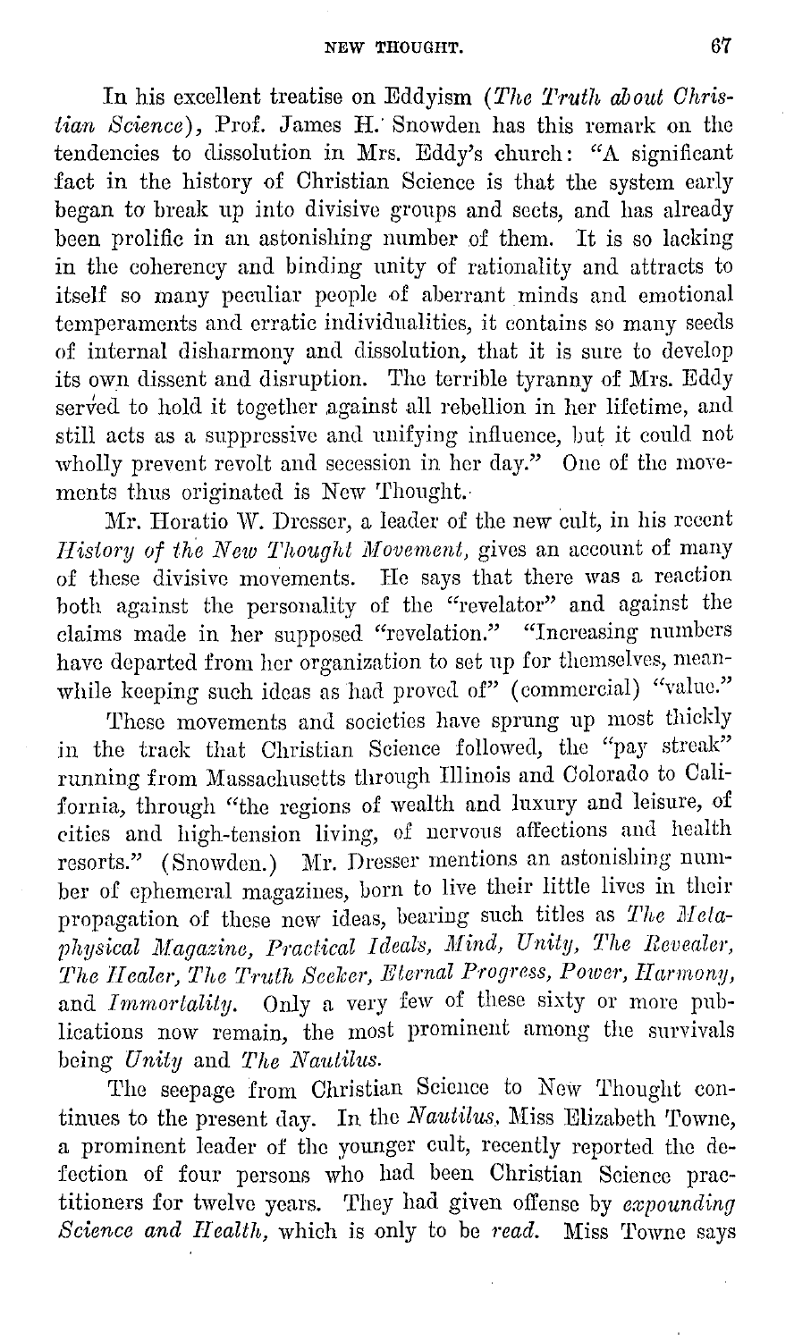In his excellent treatise on Eddyism (*The Truth about Christian Science*), Prof. James H. Snowden has this remark on the tendencies to dissolution in Mrs. Eddy's church: "A significant fact in the history of Christian Science is that the system early began to break up into divisive groups and sects, and has already been prolific in an astonishing number of them. It is so lacking in the coherency and binding unity of rationality and attracts to itself so many peculiar people of aberrant minds and emotional temperaments and erratic individualities, it contains so many seeds of internal disharmony and dissolution, that it is sure to develop its own dissent and disruption. The terrible tyranny of Mrs. Eddy served to hold it together against all rebellion in her lifetime, and still acts as a suppressive and unifying influence, but it could not wholly prevent revolt and secession in her day." One of the movements thus originated is New Thought.

Mr. Horatio W. Dresser, a leader of the new cult, in his recent *History of the New Thought Movement*, gives an account of many of these divisive movements. He says that there was a reaction both against the personality of the "revelator" and against the claims made in her supposed "revelation." "Increasing numbers have departed from her organization to set up for themselves, meanwhile keeping such ideas as had proved of" (commercial) "value."

These movements and societies have sprung up most thickly in the track that Christian Science followed, the "pay streak" running from Massachusetts through Illinois and Colorado to California, through "the regions of wealth and luxury and leisure, of cities and high-tension living, of nervous affections and health resorts." (Snowden.) Mr. Dresser mentions an astonishing number of ephemeral magazines, born to live their little lives in their propagation of these new ideas, bearing such titles as *The Metaphysical Magazine, Practical Ideals, Mind, Unity, The Revealer, The Healer, The Truth Seeker, Eternal Progress, Power, Harmony,* and *Immortality*. Only a very few of these sixty or more publications now remain, the most prominent among the survivals being *Unity* and *The Nautilus*.

The seepage from Christian Science to New Thought continues to the present day. In the *Nautilus*, Miss Elizabeth Towne, a prominent leader of the younger cult, recently reported the defection of four persons who had been Christian Science practitioners for twelve years. They had given offense by *expounding Science and Health*, which is only to be *read*. Miss Towne says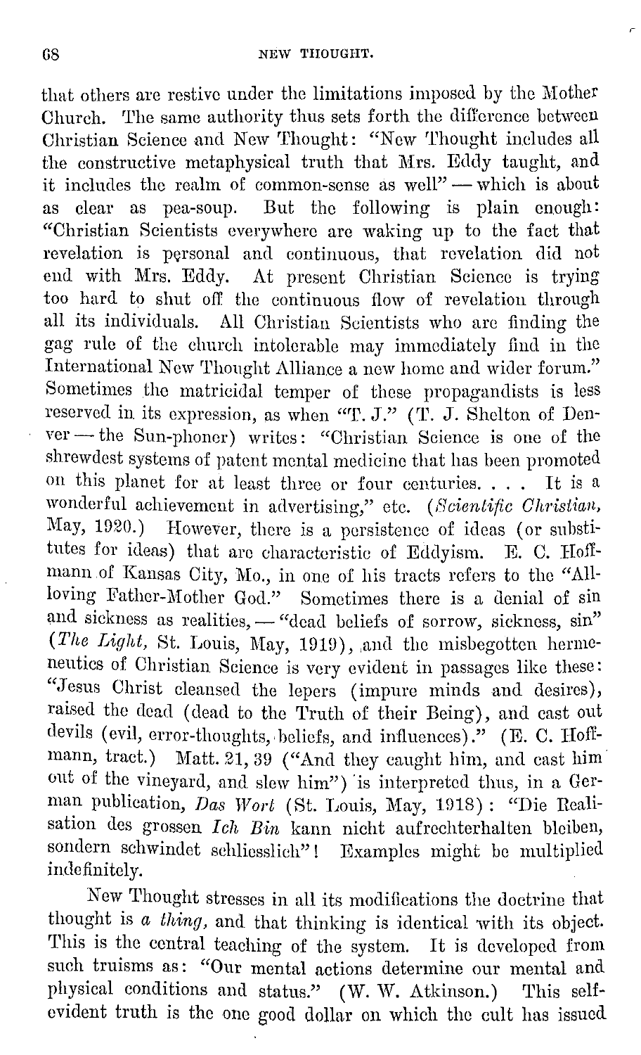that others are restive under the limitations imposed by the Mother Church. The same authority thus sets forth the difference between Christian Science and New Thought: "New Thought includes all the constructive metaphysical truth that Mrs. Eddy taught, and it includes the realm of common-sense as well" — which is about as clear as pea-soup. But the following is plain enough: "Christian Scientists everywhere are waking up to the fact that revelation is personal and continuous, that revelation did not end with Mrs. Eddy. At present Christian Science is trying too hard to shut off the continuous flow of revelation through all its individuals. All Christian Scientists who are finding the gag rule of the church intolerable may immediately find in the International New Thought Alliance a new home and wider forum." Sometimes the matricidal temper of these propagandists is less reserved in its expression, as when "T. J." (T. J. Shelton of Denver — the Sun-phoner) writes: "Christian Science is one of the shrewdest systems of patent mental medicine that has been promoted on this planet for at least three or four centuries. . . . It is a wonderful achievement in advertising," etc. (*Scientific Christian*, May, 1920.) However, there is a persistence of ideas (or substitutes for ideas) that are characteristic of Eddyism. E. C. Hoffmann of Kansas City, Mo., in one of his tracts refers to the "All-loving Father-Mother God." Sometimes there is a denial of sin and sickness as realities, — "dead beliefs of sorrow, sickness, sin" (*The Light*, St. Louis, May, 1919), and the misbegotten hermeneutics of Christian Science is very evident in passages like these: "Jesus Christ cleansed the lepers (impure minds and desires), raised the dead (dead to the Truth of their Being), and cast out devils (evil, error-thoughts, beliefs, and influences)." (E. C. Hoffmann, tract.) Matt. 21, 39 ("And they caught him, and cast him out of the vineyard, and slew him") is interpreted thus, in a German publication, *Das Wort* (St. Louis, May, 1918): "Die Realisation des grossen *Ich Bin* kann nicht aufrechterhalten bleiben, sondern schwindet schliesslich"! Examples might be multiplied indefinitely.

New Thought stresses in all its modifications the doctrine that thought is *a thing*, and that thinking is identical with its object. This is the central teaching of the system. It is developed from such truisms as: "Our mental actions determine our mental and physical conditions and status." (W. W. Atkinson.) This self-evident truth is the one good dollar on which the cult has issued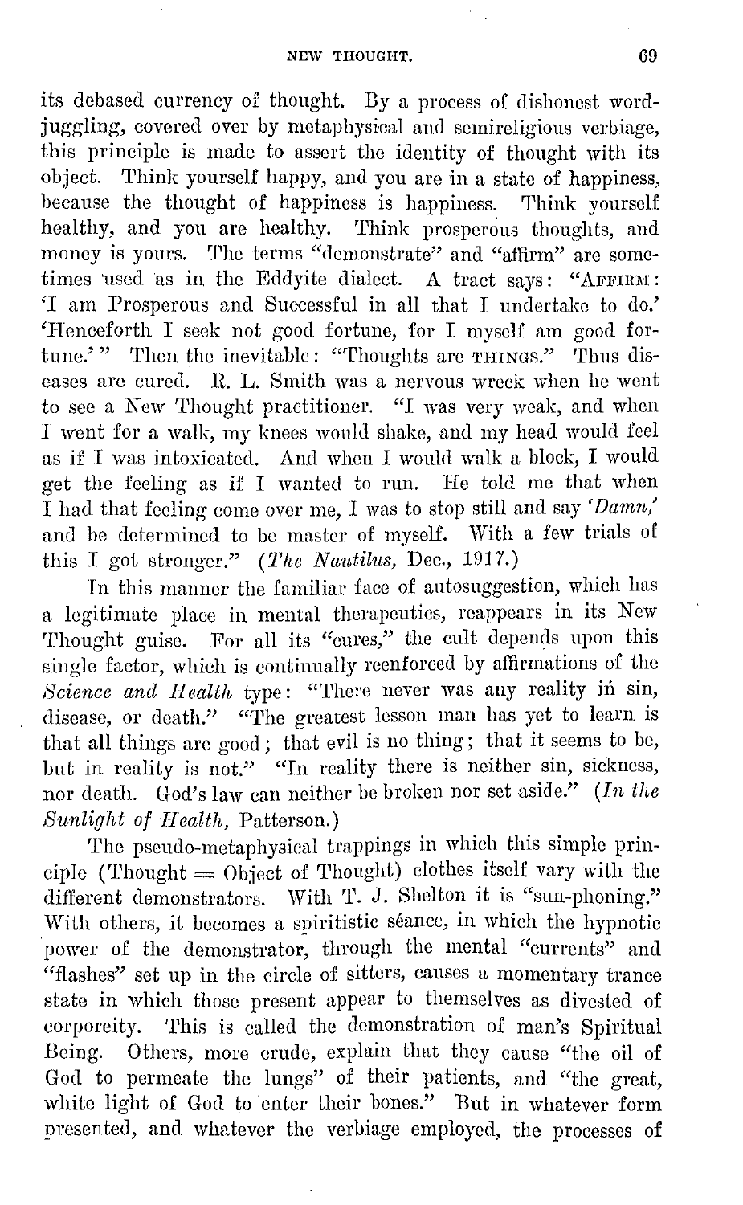its debased currency of thought. By a process of dishonest word-juggling, covered over by metaphysical and semireligious verbiage, this principle is made to assert the identity of thought with its object. Think yourself happy, and you are in a state of happiness, because the thought of happiness is happiness. Think yourself healthy, and you are healthy. Think prosperous thoughts, and money is yours. The terms "demonstrate" and "affirm" are sometimes used as in the Eddyite dialect. A tract says: "AFFIRM: 'I am Prosperous and Successful in all that I undertake to do.' 'Henceforth I seek not good fortune, for I myself am good fortune.'" Then the inevitable: "Thoughts are THINGS." Thus diseases are cured. R. L. Smith was a nervous wreck when he went to see a New Thought practitioner. "I was very weak, and when I went for a walk, my knees would shake, and my head would feel as if I was intoxicated. And when I would walk a block, I would get the feeling as if I wanted to run. He told me that when I had that feeling come over me, I was to stop still and say '*Damn*,' and be determined to be master of myself. With a few trials of this I got stronger." (*The Nautilus*, Dec., 1917.)

In this manner the familiar face of autosuggestion, which has a legitimate place in mental therapeutics, reappears in its New Thought guise. For all its "cures," the cult depends upon this single factor, which is continually reenforced by affirmations of the *Science and Health* type: "There never was any reality in sin, disease, or death." "The greatest lesson man has yet to learn is that all things are good; that evil is no thing; that it seems to be, but in reality is not." "In reality there is neither sin, sickness, nor death. God's law can neither be broken nor set aside." (*In the Sunlight of Health*, Patterson.)

The pseudo-metaphysical trappings in which this simple principle (Thought = Object of Thought) clothes itself vary with the different demonstrators. With T. J. Shelton it is "sun-phoning." With others, it becomes a spiritistic séance, in which the hypnotic power of the demonstrator, through the mental "currents" and "flashes" set up in the circle of sitters, causes a momentary trance state in which those present appear to themselves as divested of corporeity. This is called the demonstration of man's Spiritual Being. Others, more crude, explain that they cause "the oil of God to permeate the lungs" of their patients, and "the great, white light of God to enter their bones." But in whatever form presented, and whatever the verbiage employed, the processes of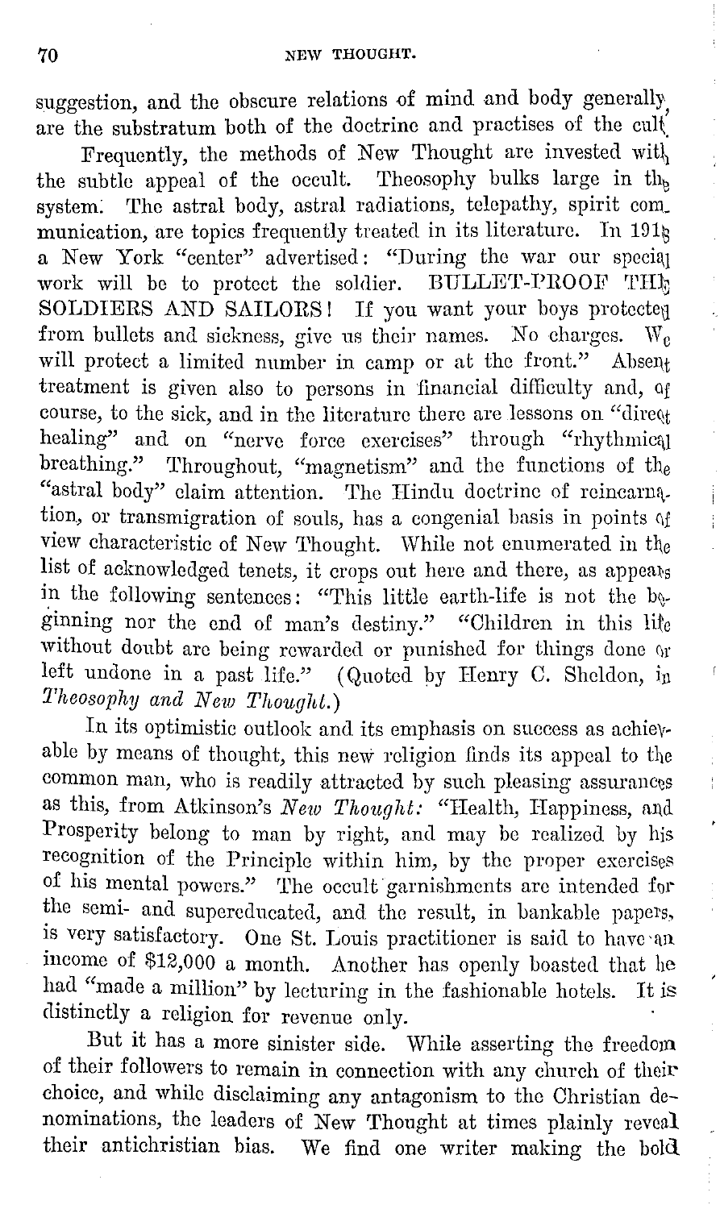suggestion, and the obscure relations of mind and body generally, are the substratum both of the doctrine and practises of the cult.

Frequently, the methods of New Thought are invested with the subtle appeal of the occult. Theosophy bulks large in the system. The astral body, astral radiations, telepathy, spirit communication, are topics frequently treated in its literature. In 1918 a New York "center" advertised: "During the war our special work will be to protect the soldier. BULLET-PROOF THE SOLDIERS AND SAILORS! If you want your boys protected from bullets and sickness, give us their names. No charges. We will protect a limited number in camp or at the front." Absent treatment is given also to persons in financial difficulty and, of course, to the sick, and in the literature there are lessons on "direct healing" and on "nerve force exercises" through "rhythmical breathing." Throughout, "magnetism" and the functions of the "astral body" claim attention. The Hindu doctrine of reincarnation, or transmigration of souls, has a congenial basis in points of view characteristic of New Thought. While not enumerated in the list of acknowledged tenets, it crops out here and there, as appears in the following sentences: "This little earth-life is not the beginning nor the end of man's destiny." "Children in this life without doubt are being rewarded or punished for things done or left undone in a past life." (Quoted by Henry C. Sheldon, in *Theosophy and New Thought*.)

In its optimistic outlook and its emphasis on success as achievable by means of thought, this new religion finds its appeal to the common man, who is readily attracted by such pleasing assurances as this, from Atkinson's *New Thought:* "Health, Happiness, and Prosperity belong to man by right, and may be realized by his recognition of the Principle within him, by the proper exercises of his mental powers." The occult garnishments are intended for the semi- and supereducated, and the result, in bankable papers, is very satisfactory. One St. Louis practitioner is said to have an income of $12,000 a month. Another has openly boasted that he had "made a million" by lecturing in the fashionable hotels. It is distinctly a religion for revenue only.

But it has a more sinister side. While asserting the freedom of their followers to remain in connection with any church of their choice, and while disclaiming any antagonism to the Christian denominations, the leaders of New Thought at times plainly reveal their antichristian bias. We find one writer making the bold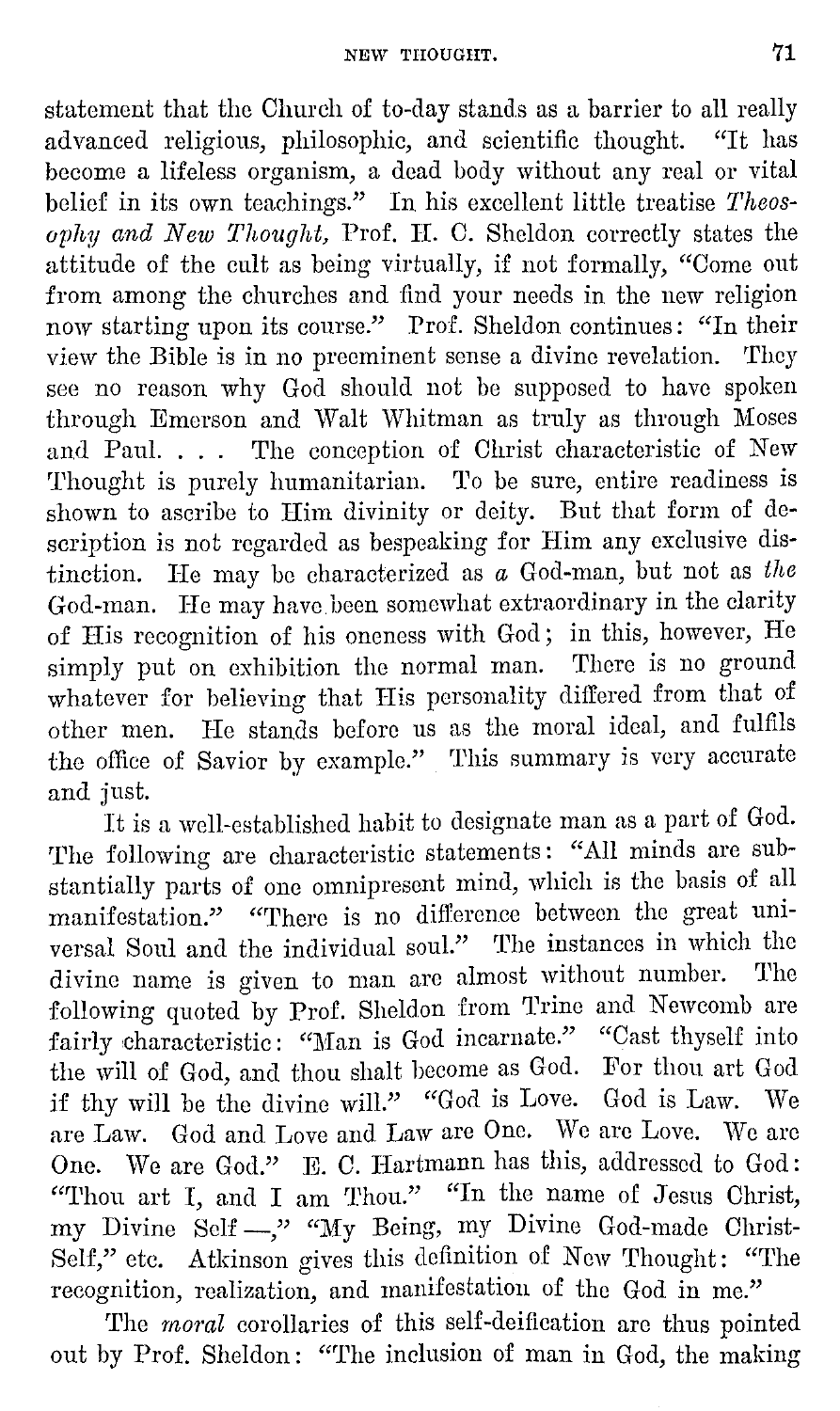statement that the Church of to-day stands as a barrier to all really advanced religious, philosophic, and scientific thought. "It has become a lifeless organism, a dead body without any real or vital belief in its own teachings." In his excellent little treatise *Theosophy and New Thought,* Prof. H. C. Sheldon correctly states the attitude of the cult as being virtually, if not formally, "Come out from among the churches and find your needs in the new religion now starting upon its course." Prof. Sheldon continues: "In their view the Bible is in no preeminent sense a divine revelation. They see no reason why God should not be supposed to have spoken through Emerson and Walt Whitman as truly as through Moses and Paul. . . . The conception of Christ characteristic of New Thought is purely humanitarian. To be sure, entire readiness is shown to ascribe to Him divinity or deity. But that form of description is not regarded as bespeaking for Him any exclusive distinction. He may be characterized as *a* God-man, but not as *the* God-man. He may have been somewhat extraordinary in the clarity of His recognition of his oneness with God; in this, however, He simply put on exhibition the normal man. There is no ground whatever for believing that His personality differed from that of other men. He stands before us as the moral ideal, and fulfils the office of Savior by example." This summary is very accurate and just.

It is a well-established habit to designate man as a part of God. The following are characteristic statements: "All minds are substantially parts of one omnipresent mind, which is the basis of all manifestation." "There is no difference between the great universal Soul and the individual soul." The instances in which the divine name is given to man are almost without number. The following quoted by Prof. Sheldon from Trine and Newcomb are fairly characteristic: "Man is God incarnate." "Cast thyself into the will of God, and thou shalt become as God. For thou art God if thy will be the divine will." "God is Love. God is Law. We are Law. God and Love and Law are One. We are Love. We are One. We are God." E. C. Hartmann has this, addressed to God: "Thou art I, and I am Thou." "In the name of Jesus Christ, my Divine Self —," "My Being, my Divine God-made Christ-Self," etc. Atkinson gives this definition of New Thought: "The recognition, realization, and manifestation of the God in me."

The *moral* corollaries of this self-deification are thus pointed out by Prof. Sheldon: "The inclusion of man in God, the making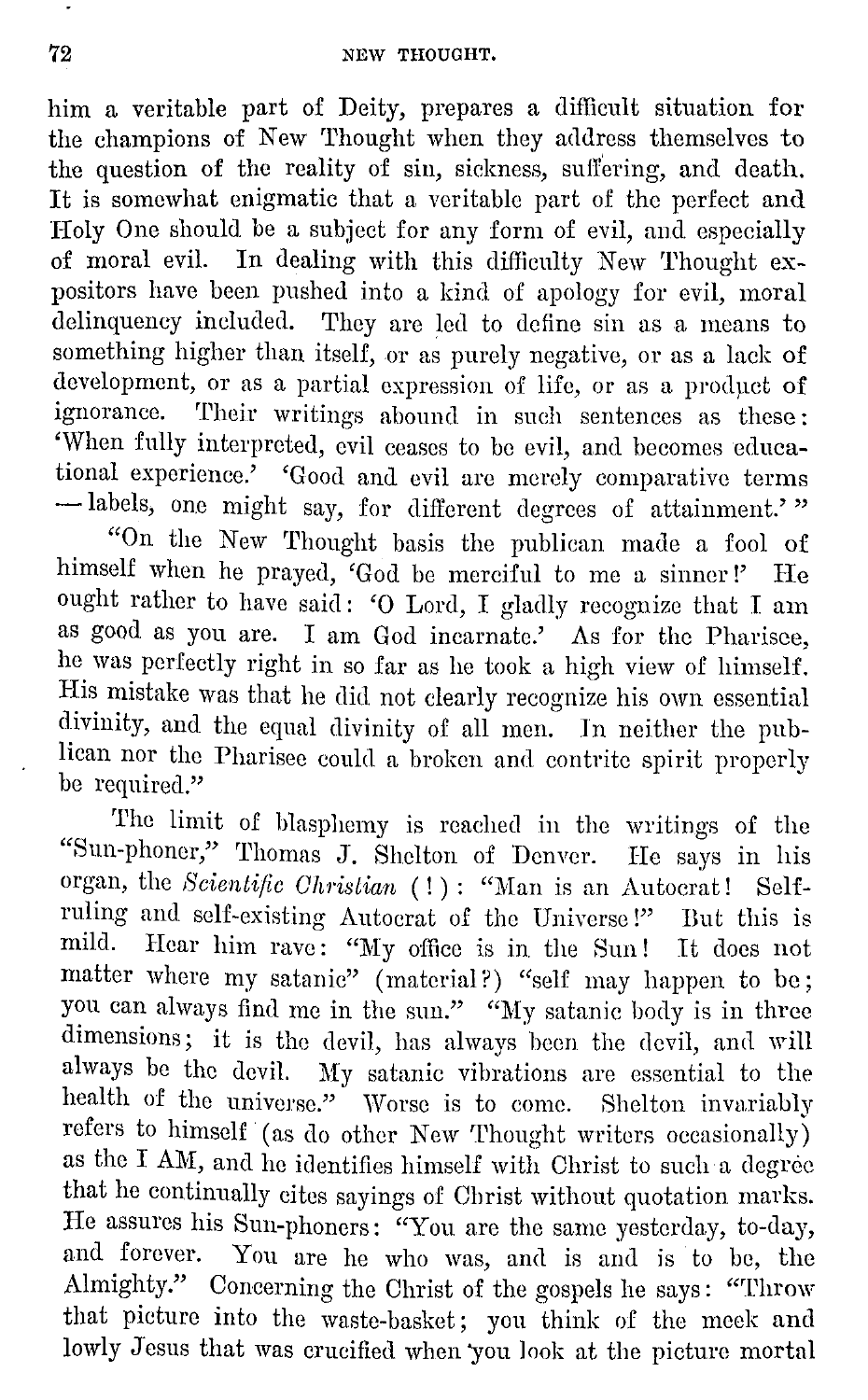him a veritable part of Deity, prepares a difficult situation for the champions of New Thought when they address themselves to the question of the reality of sin, sickness, suffering, and death. It is somewhat enigmatic that a veritable part of the perfect and Holy One should be a subject for any form of evil, and especially of moral evil. In dealing with this difficulty New Thought expositors have been pushed into a kind of apology for evil, moral delinquency included. They are led to define sin as a means to something higher than itself, or as purely negative, or as a lack of development, or as a partial expression of life, or as a product of ignorance. Their writings abound in such sentences as these: 'When fully interpreted, evil ceases to be evil, and becomes educational experience.' 'Good and evil are merely comparative terms — labels, one might say, for different degrees of attainment.'"

"On the New Thought basis the publican made a fool of himself when he prayed, 'God be merciful to me a sinner!' He ought rather to have said: 'O Lord, I gladly recognize that I am as good as you are. I am God incarnate.' As for the Pharisee, he was perfectly right in so far as he took a high view of himself. His mistake was that he did not clearly recognize his own essential divinity, and the equal divinity of all men. In neither the publican nor the Pharisee could a broken and contrite spirit properly be required."

The limit of blasphemy is reached in the writings of the "Sun-phoner," Thomas J. Shelton of Denver. He says in his organ, the *Scientific Christian* (!): "Man is an Autocrat! Self-ruling and self-existing Autocrat of the Universe!" But this is mild. Hear him rave: "My office is in the Sun! It does not matter where my satanic" (material?) "self may happen to be; you can always find me in the sun." "My satanic body is in three dimensions; it is the devil, has always been the devil, and will always be the devil. My satanic vibrations are essential to the health of the universe." Worse is to come. Shelton invariably refers to himself (as do other New Thought writers occasionally) as the I AM, and he identifies himself with Christ to such a degree that he continually cites sayings of Christ without quotation marks. He assures his Sun-phoners: "You are the same yesterday, to-day, and forever. You are he who was, and is and is to be, the Almighty." Concerning the Christ of the gospels he says: "Throw that picture into the waste-basket; you think of the meek and lowly Jesus that was crucified when you look at the picture mortal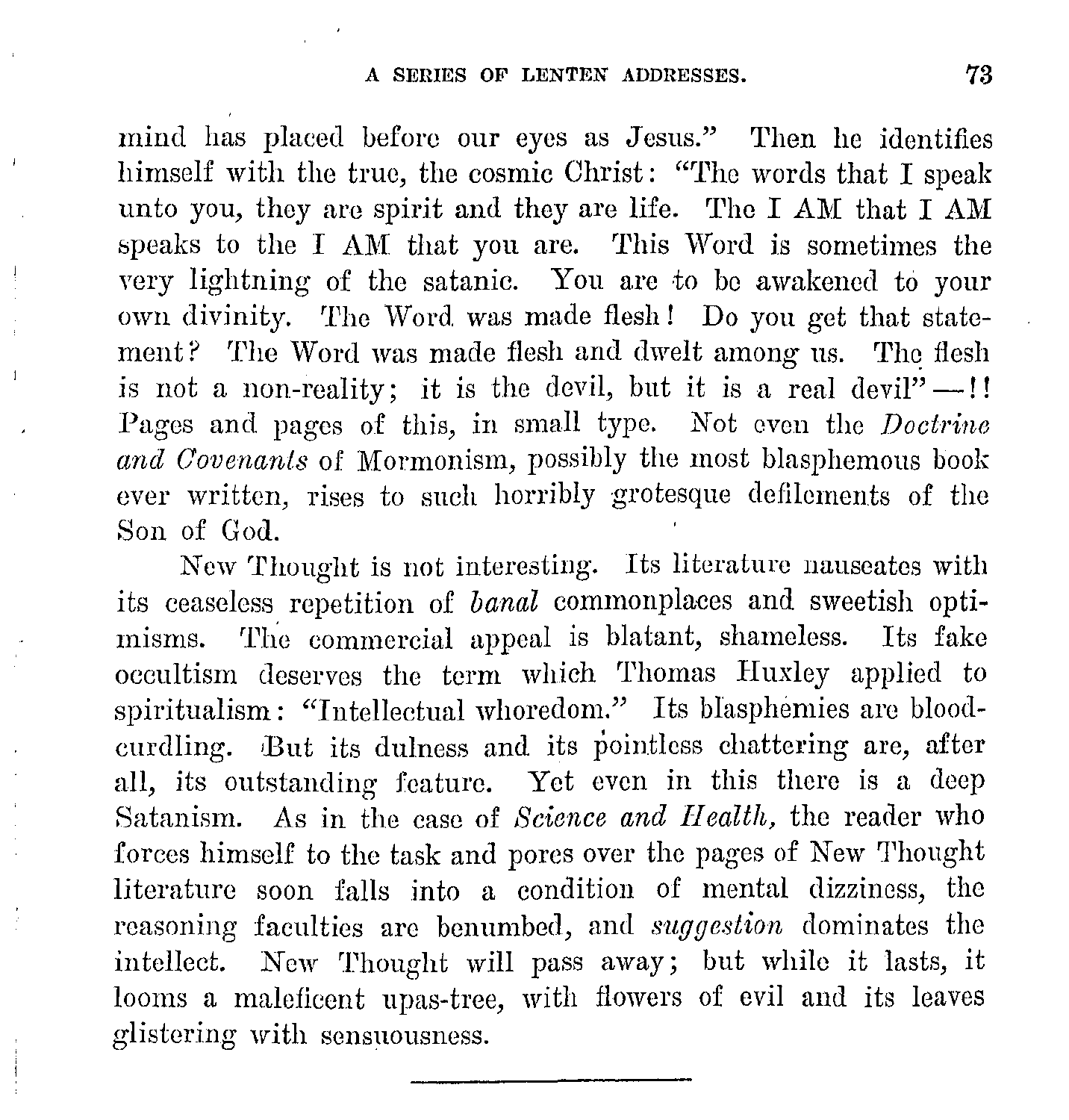mind has placed before our eyes as Jesus." Then he identifies himself with the true, the cosmic Christ: "The words that I speak unto you, they are spirit and they are life. The I AM that I AM speaks to the I AM that you are. This Word is sometimes the very lightning of the satanic. You are to be awakened to your own divinity. The Word was made flesh! Do you get that statement? The Word was made flesh and dwelt among us. The flesh is not a non-reality; it is the devil, but it is a real devil"—!! Pages and pages of this, in small type. Not even the *Doctrine and Covenants* of Mormonism, possibly the most blasphemous book ever written, rises to such horribly grotesque defilements of the Son of God.

New Thought is not interesting. Its literature nauseates with its ceaseless repetition of *banal* commonplaces and sweetish optimisms. The commercial appeal is blatant, shameless. Its fake occultism deserves the term which Thomas Huxley applied to spiritualism: "Intellectual whoredom." Its blasphemies are blood-curdling. But its dulness and its pointless chattering are, after all, its outstanding feature. Yet even in this there is a deep Satanism. As in the case of *Science and Health*, the reader who forces himself to the task and pores over the pages of New Thought literature soon falls into a condition of mental dizziness, the reasoning faculties are benumbed, and *suggestion* dominates the intellect. New Thought will pass away; but while it lasts, it looms a maleficent upas-tree, with flowers of evil and its leaves glistering with sensuousness.

---